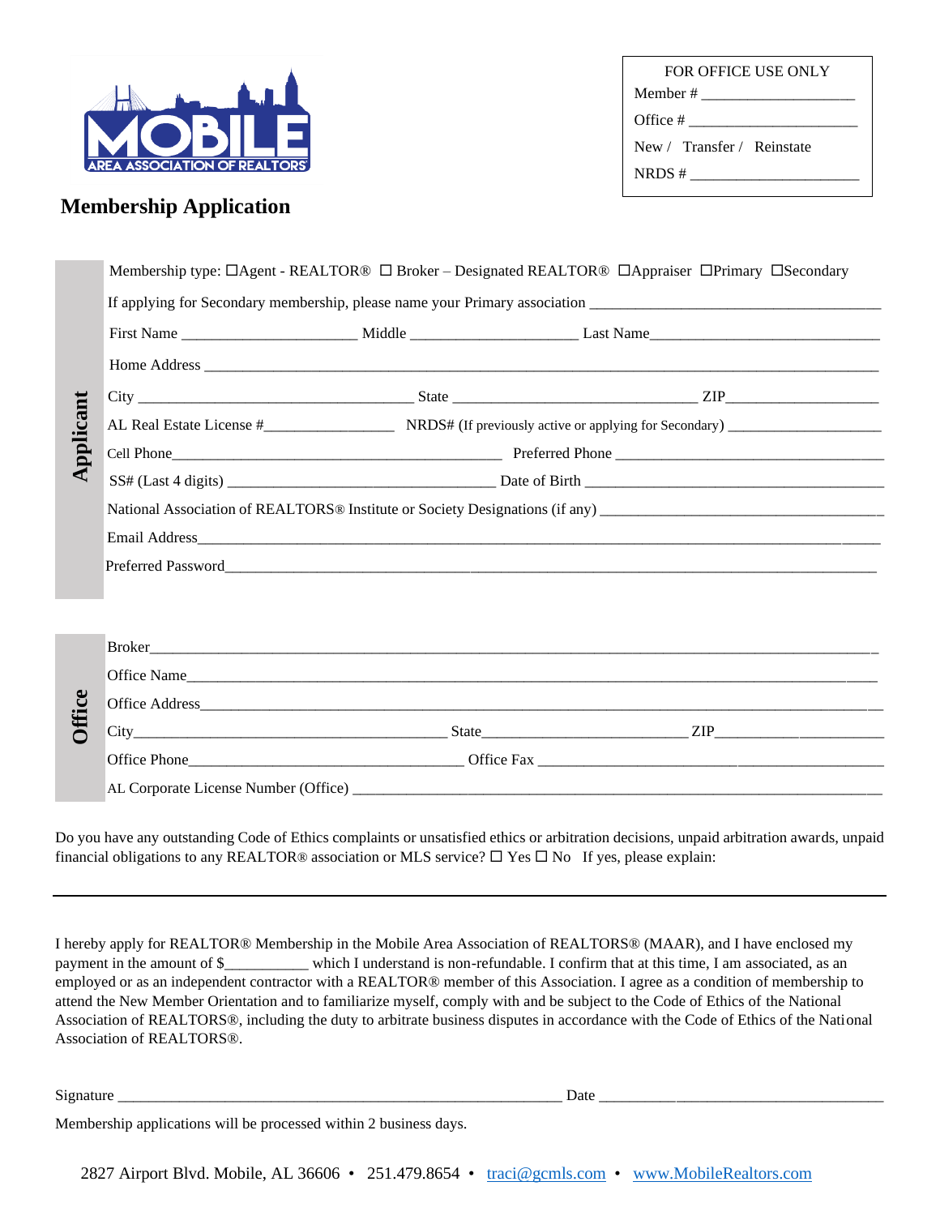MOBILE AREA ASSOCIATION OF REALTORS®

| FOR OFFICE USE ONLY |
|---|
| Member # ____________________ |
| Office # ______________________ |
| New / Transfer / Reinstate |
| NRDS # ______________________ |

# Membership Application

## Applicant

Membership type: ☐Agent - REALTOR® ☐ Broker – Designated REALTOR® ☐Appraiser ☐Primary ☐Secondary

If applying for Secondary membership, please name your Primary association ______________________________________

First Name ______________________ Middle _____________________ Last Name______________________________

Home Address ______________________________________________________________________________________

City ___________________________________ State _______________________________ ZIP____________________

AL Real Estate License #________________ NRDS# (If previously active or applying for Secondary) ____________________

Cell Phone___________________________________________ Preferred Phone __________________________________

SS# (Last 4 digits) __________________________________ Date of Birth ______________________________________

National Association of REALTORS® Institute or Society Designations (if any) ____________________________________

Email Address______________________________________________________________________________________

Preferred Password__________________________________________________________________________________

## Office

Broker____________________________________________________________________________________________

Office Name_______________________________________________________________________________________

Office Address_____________________________________________________________________________________

City________________________________________ State_________________________ ZIP______________________

Office Phone___________________________________ Office Fax ___________________________________________

AL Corporate License Number (Office) __________________________________________________________________

Do you have any outstanding Code of Ethics complaints or unsatisfied ethics or arbitration decisions, unpaid arbitration awards, unpaid financial obligations to any REALTOR® association or MLS service? ☐ Yes ☐ No If yes, please explain:

---

I hereby apply for REALTOR® Membership in the Mobile Area Association of REALTORS® (MAAR), and I have enclosed my payment in the amount of $__________ which I understand is non-refundable. I confirm that at this time, I am associated, as an employed or as an independent contractor with a REALTOR® member of this Association. I agree as a condition of membership to attend the New Member Orientation and to familiarize myself, comply with and be subject to the Code of Ethics of the National Association of REALTORS®, including the duty to arbitrate business disputes in accordance with the Code of Ethics of the National Association of REALTORS®.

Signature _________________________________________________________ Date __________________________________

Membership applications will be processed within 2 business days.

2827 Airport Blvd. Mobile, AL 36606 • 251.479.8654 • traci@gcmls.com • www.MobileRealtors.com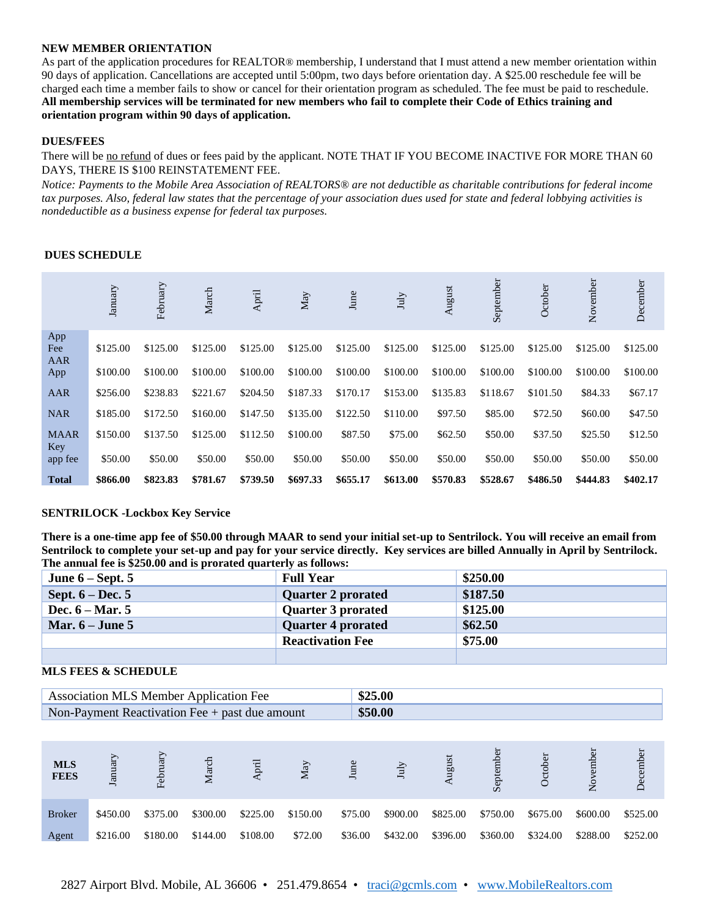**NEW MEMBER ORIENTATION**

As part of the application procedures for REALTOR® membership, I understand that I must attend a new member orientation within 90 days of application. Cancellations are accepted until 5:00pm, two days before orientation day. A $25.00 reschedule fee will be charged each time a member fails to show or cancel for their orientation program as scheduled. The fee must be paid to reschedule. **All membership services will be terminated for new members who fail to complete their Code of Ethics training and orientation program within 90 days of application.**

**DUES/FEES**

There will be no refund of dues or fees paid by the applicant. NOTE THAT IF YOU BECOME INACTIVE FOR MORE THAN 60 DAYS, THERE IS $100 REINSTATEMENT FEE.

*Notice: Payments to the Mobile Area Association of REALTORS® are not deductible as charitable contributions for federal income tax purposes. Also, federal law states that the percentage of your association dues used for state and federal lobbying activities is nondeductible as a business expense for federal tax purposes.*

**DUES SCHEDULE**

| | January | February | March | April | May | June | July | August | September | October | November | December |
|---|---|---|---|---|---|---|---|---|---|---|---|---|
| App Fee | $125.00 | $125.00 | $125.00 | $125.00 | $125.00 | $125.00 | $125.00 | $125.00 | $125.00 | $125.00 | $125.00 | $125.00 |
| AAR App | $100.00 | $100.00 | $100.00 | $100.00 | $100.00 | $100.00 | $100.00 | $100.00 | $100.00 | $100.00 | $100.00 | $100.00 |
| AAR | $256.00 | $238.83 | $221.67 | $204.50 | $187.33 | $170.17 | $153.00 | $135.83 | $118.67 | $101.50 | $84.33 | $67.17 |
| NAR | $185.00 | $172.50 | $160.00 | $147.50 | $135.00 | $122.50 | $110.00 | $97.50 | $85.00 | $72.50 | $60.00 | $47.50 |
| MAAR | $150.00 | $137.50 | $125.00 | $112.50 | $100.00 | $87.50 | $75.00 | $62.50 | $50.00 | $37.50 | $25.50 | $12.50 |
| Key app fee | $50.00 | $50.00 | $50.00 | $50.00 | $50.00 | $50.00 | $50.00 | $50.00 | $50.00 | $50.00 | $50.00 | $50.00 |
| **Total** | **$866.00** | **$823.83** | **$781.67** | **$739.50** | **$697.33** | **$655.17** | **$613.00** | **$570.83** | **$528.67** | **$486.50** | **$444.83** | **$402.17** |

**SENTRILOCK -Lockbox Key Service**

**There is a one-time app fee of $50.00 through MAAR to send your initial set-up to Sentrilock. You will receive an email from Sentrilock to complete your set-up and pay for your service directly. Key services are billed Annually in April by Sentrilock. The annual fee is $250.00 and is prorated quarterly as follows:**

| | | |
|---|---|---|
| **June 6 – Sept. 5** | **Full Year** | **$250.00** |
| **Sept. 6 – Dec. 5** | **Quarter 2 prorated** | **$187.50** |
| **Dec. 6 – Mar. 5** | **Quarter 3 prorated** | **$125.00** |
| **Mar. 6 – June 5** | **Quarter 4 prorated** | **$62.50** |
| | **Reactivation Fee** | **$75.00** |
| | | |

**MLS FEES & SCHEDULE**

| | |
|---|---|
| Association MLS Member Application Fee | **$25.00** |
| Non-Payment Reactivation Fee + past due amount | **$50.00** |

| **MLS FEES** | January | February | March | April | May | June | July | August | September | October | November | December |
|---|---|---|---|---|---|---|---|---|---|---|---|---|
| Broker | $450.00 | $375.00 | $300.00 | $225.00 | $150.00 | $75.00 | $900.00 | $825.00 | $750.00 | $675.00 | $600.00 | $525.00 |
| Agent | $216.00 | $180.00 | $144.00 | $108.00 | $72.00 | $36.00 | $432.00 | $396.00 | $360.00 | $324.00 | $288.00 | $252.00 |

2827 Airport Blvd. Mobile, AL 36606 • 251.479.8654 • traci@gcmls.com • www.MobileRealtors.com